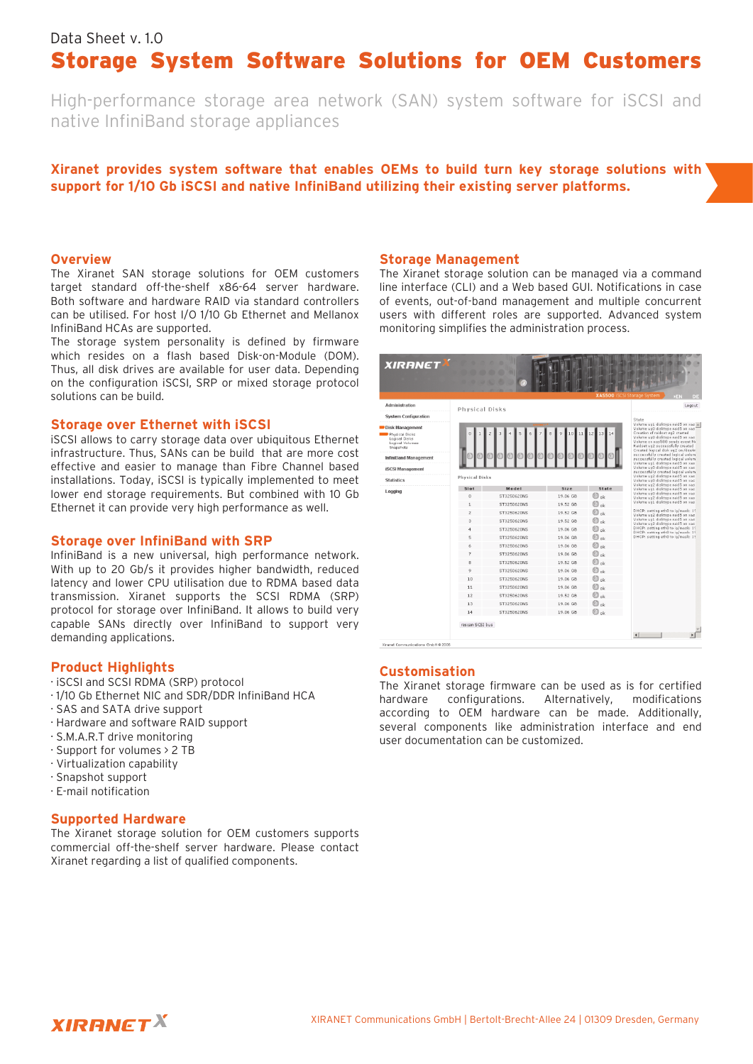Data Sheet v. 1.0

# Storage System Software Solutions for OEM Customers

High-performance storage area network (SAN) system software for iSCSI and native InfiniBand storage appliances

**Xiranet provides system software that enables OEMs to build turn key storage solutions with support for 1/10 Gb iSCSI and native InfiniBand utilizing their existing server platforms.**

## Overview

The Xiranet SAN storage solutions for OEM customers target standard off-the-shelf x86-64 server hardware. Both software and hardware RAID via standard controllers can be utilised. For host I/O 1/10 Gb Ethernet and Mellanox InfiniBand HCAs are supported.

The storage system personality is defined by firmware which resides on a flash based Disk-on-Module (DOM). Thus, all disk drives are available for user data. Depending on the configuration iSCSI, SRP or mixed storage protocol solutions can be build.

## Storage over Ethernet with iSCSI

iSCSI allows to carry storage data over ubiquitous Ethernet infrastructure. Thus, SANs can be build that are more cost effective and easier to manage than Fibre Channel based installations. Today, iSCSI is typically implemented to meet lower end storage requirements. But combined with 10 Gb Ethernet it can provide very high performance as well.

## Storage over InfiniBand with SRP

InfiniBand is a new universal, high performance network. With up to 20 Gb/s it provides higher bandwidth, reduced latency and lower CPU utilisation due to RDMA based data transmission. Xiranet supports the SCSI RDMA (SRP) protocol for storage over InfiniBand. It allows to build very capable SANs directly over InfiniBand to support very demanding applications.

## Product Highlights

- iSCSI and SCSI RDMA (SRP) protocol
- 1/10 Gb Ethernet NIC and SDR/DDR InfiniBand HCA
- SAS and SATA drive support
- Hardware and software RAID support
- S.M.A.R.T drive monitoring
- Support for volumes > 2 TB
- Virtualization capability
- Snapshot support
- E-mail notification

## Supported Hardware

The Xiranet storage solution for OEM customers supports commercial off-the-shelf server hardware. Please contact Xiranet regarding a list of qualified components.

## Storage Management

The Xiranet storage solution can be managed via a command line interface (CLI) and a Web based GUI. Notifications in case of events, out-of-band management and multiple concurrent users with different roles are supported. Advanced system monitoring simplifies the administration process.

## Customisation

The Xiranet storage firmware can be used as is for certified hardware configurations. Alternatively, modifications according to OEM hardware can be made. Additionally, several components like administration interface and end user documentation can be customized.

XIRANET Communications GmbH | Bertolt-Brecht-Allee 24 | 01309 Dresden, Germany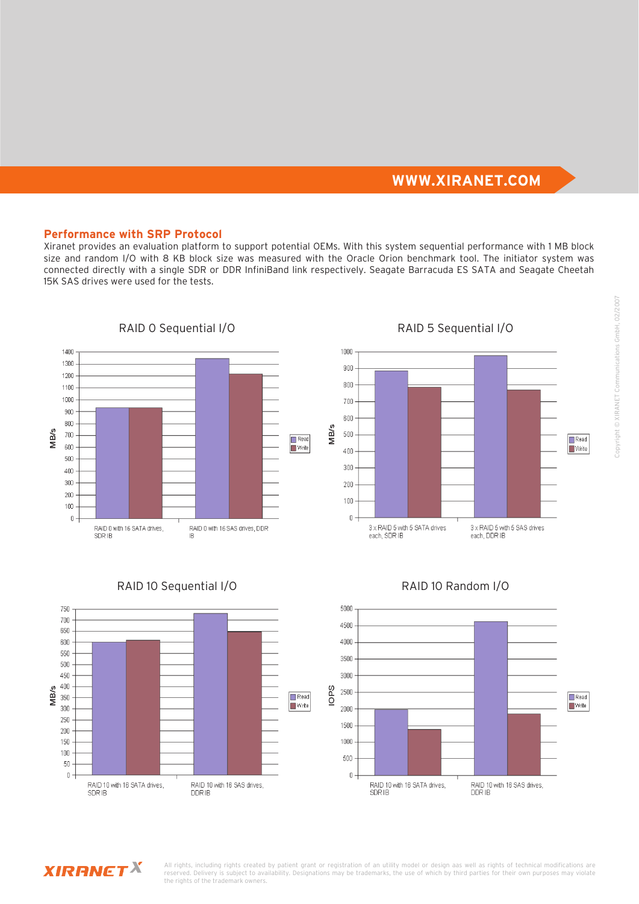WWW.XIRANET.COM

## Performance with SRP Protocol

Xiranet provides an evaluation platform to support potential OEMs. With this system sequential performance with 1 MB block size and random I/O with 8 KB block size was measured with the Oracle Orion benchmark tool. The initiator system was connected directly with a single SDR or DDR InfiniBand link respectively. Seagate Barracuda ES SATA and Seagate Cheetah 15K SAS drives were used for the tests.

RAID 0 Sequential I/O

MB/s

0
100
200
300
400
500
600
700
800
900
1000
1100
1200
1300
1400

RAID 0 with 16 SATA drives, SDR IB

RAID 0 with 16 SAS drives, DDR IB

Read
Write

RAID 5 Sequential I/O

MB/s

0
100
200
300
400
500
600
700
800
900
1000

3 x RAID 5 with 5 SATA drives each, SDR IB

3 x RAID 5 with 5 SAS drives each, DDR IB

Read
Write

RAID 10 Sequential I/O

MB/s

0
50
100
150
200
250
300
350
400
450
500
550
600
650
700
750

RAID 10 with 16 SATA drives, SDR IB

RAID 10 with 16 SAS drives, DDR IB

Read
Write

RAID 10 Random I/O

IOPS

0
500
1000
1500
2000
2500
3000
3500
4000
4500
5000

RAID 10 with 16 SATA drives, SDR IB

RAID 10 with 16 SAS drives, DDR IB

Read
Write

Copyright © XIRANET Communications GmbH, 02/2007

XIRANET

All rights, including rights created by patient grant or registration of an utility model or design aas well as rights of technical modifications are reserved. Delivery is subject to availability. Designations may be trademarks, the use of which by third parties for their own purposes may violate the rights of the trademark owners.